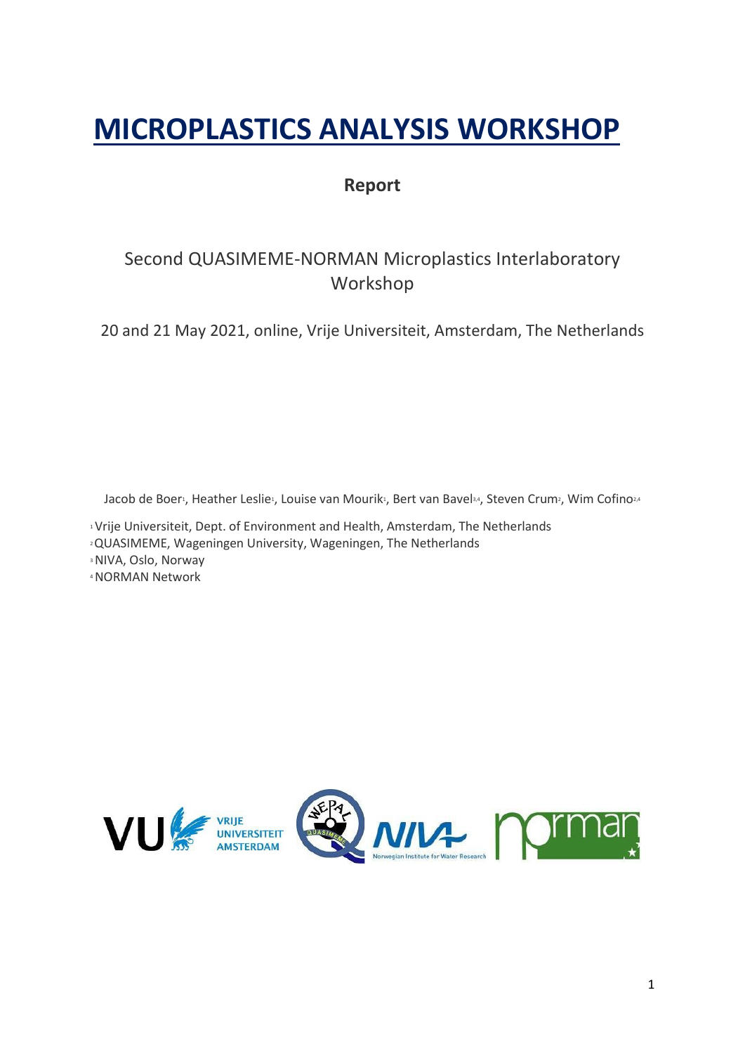# MICROPLASTICS ANALYSIS WORKSHOP

**Report**

Second QUASIMEME-NORMAN Microplastics Interlaboratory Workshop

20 and 21 May 2021, online, Vrije Universiteit, Amsterdam, The Netherlands

Jacob de Boer[1], Heather Leslie[1], Louise van Mourik[1], Bert van Bavel[3,4], Steven Crum[2], Wim Cofino[2,4]

[1] Vrije Universiteit, Dept. of Environment and Health, Amsterdam, The Netherlands
[2] QUASIMEME, Wageningen University, Wageningen, The Netherlands
[3] NIVA, Oslo, Norway
[4] NORMAN Network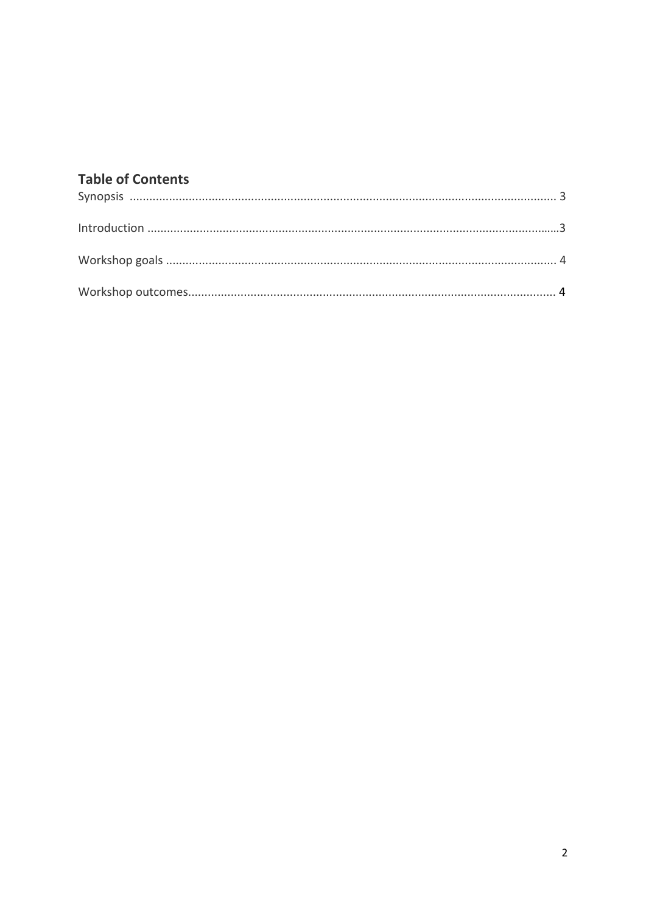## Table of Contents

Synopsis .................................................................................................................................. 3

Introduction .............................................................................................................................3

Workshop goals ...................................................................................................................... 4

Workshop outcomes................................................................................................................ 4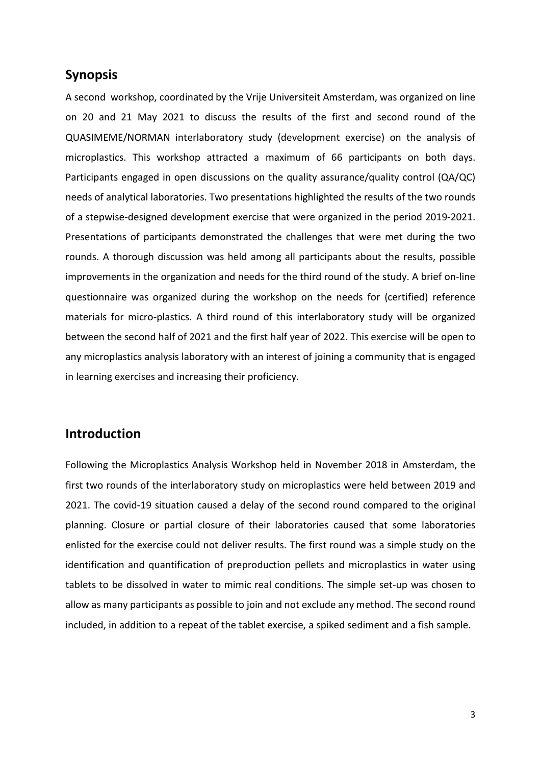## Synopsis

A second workshop, coordinated by the Vrije Universiteit Amsterdam, was organized on line on 20 and 21 May 2021 to discuss the results of the first and second round of the QUASIMEME/NORMAN interlaboratory study (development exercise) on the analysis of microplastics. This workshop attracted a maximum of 66 participants on both days. Participants engaged in open discussions on the quality assurance/quality control (QA/QC) needs of analytical laboratories. Two presentations highlighted the results of the two rounds of a stepwise-designed development exercise that were organized in the period 2019-2021. Presentations of participants demonstrated the challenges that were met during the two rounds. A thorough discussion was held among all participants about the results, possible improvements in the organization and needs for the third round of the study. A brief on-line questionnaire was organized during the workshop on the needs for (certified) reference materials for micro-plastics. A third round of this interlaboratory study will be organized between the second half of 2021 and the first half year of 2022. This exercise will be open to any microplastics analysis laboratory with an interest of joining a community that is engaged in learning exercises and increasing their proficiency.

## Introduction

Following the Microplastics Analysis Workshop held in November 2018 in Amsterdam, the first two rounds of the interlaboratory study on microplastics were held between 2019 and 2021. The covid-19 situation caused a delay of the second round compared to the original planning. Closure or partial closure of their laboratories caused that some laboratories enlisted for the exercise could not deliver results. The first round was a simple study on the identification and quantification of preproduction pellets and microplastics in water using tablets to be dissolved in water to mimic real conditions. The simple set-up was chosen to allow as many participants as possible to join and not exclude any method. The second round included, in addition to a repeat of the tablet exercise, a spiked sediment and a fish sample.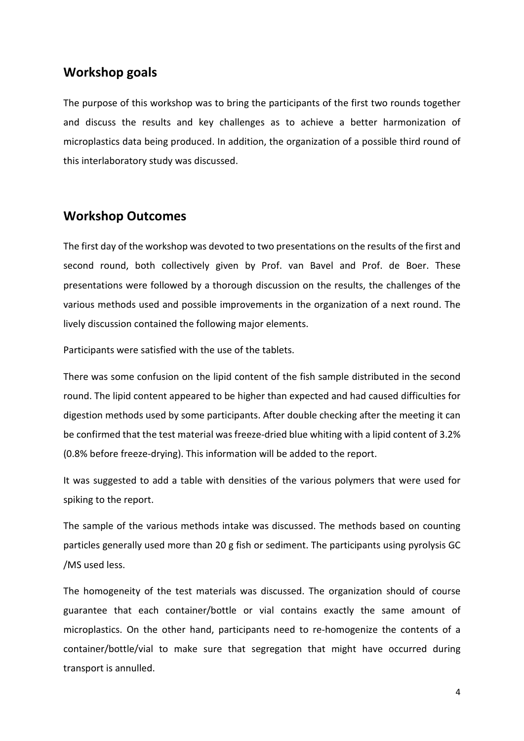## Workshop goals

The purpose of this workshop was to bring the participants of the first two rounds together and discuss the results and key challenges as to achieve a better harmonization of microplastics data being produced. In addition, the organization of a possible third round of this interlaboratory study was discussed.

## Workshop Outcomes

The first day of the workshop was devoted to two presentations on the results of the first and second round, both collectively given by Prof. van Bavel and Prof. de Boer. These presentations were followed by a thorough discussion on the results, the challenges of the various methods used and possible improvements in the organization of a next round. The lively discussion contained the following major elements.

Participants were satisfied with the use of the tablets.

There was some confusion on the lipid content of the fish sample distributed in the second round. The lipid content appeared to be higher than expected and had caused difficulties for digestion methods used by some participants. After double checking after the meeting it can be confirmed that the test material was freeze-dried blue whiting with a lipid content of 3.2% (0.8% before freeze-drying). This information will be added to the report.

It was suggested to add a table with densities of the various polymers that were used for spiking to the report.

The sample of the various methods intake was discussed. The methods based on counting particles generally used more than 20 g fish or sediment. The participants using pyrolysis GC /MS used less.

The homogeneity of the test materials was discussed. The organization should of course guarantee that each container/bottle or vial contains exactly the same amount of microplastics. On the other hand, participants need to re-homogenize the contents of a container/bottle/vial to make sure that segregation that might have occurred during transport is annulled.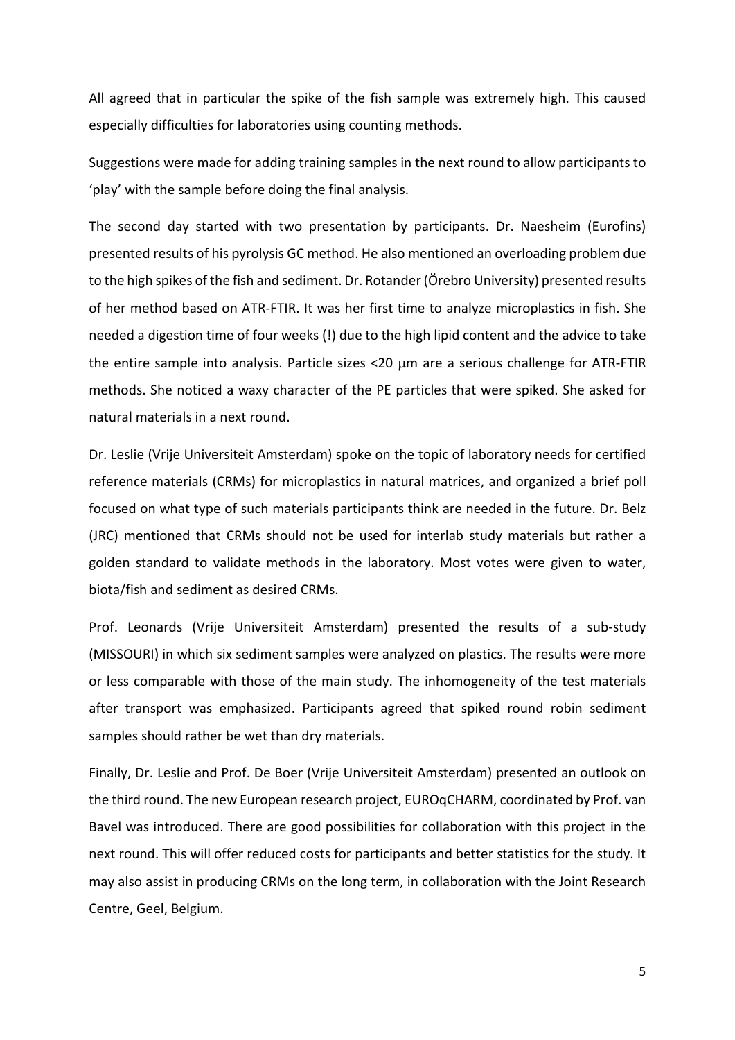All agreed that in particular the spike of the fish sample was extremely high. This caused especially difficulties for laboratories using counting methods.

Suggestions were made for adding training samples in the next round to allow participants to 'play' with the sample before doing the final analysis.

The second day started with two presentation by participants. Dr. Naesheim (Eurofins) presented results of his pyrolysis GC method. He also mentioned an overloading problem due to the high spikes of the fish and sediment. Dr. Rotander (Örebro University) presented results of her method based on ATR-FTIR. It was her first time to analyze microplastics in fish. She needed a digestion time of four weeks (!) due to the high lipid content and the advice to take the entire sample into analysis. Particle sizes <20 μm are a serious challenge for ATR-FTIR methods. She noticed a waxy character of the PE particles that were spiked. She asked for natural materials in a next round.

Dr. Leslie (Vrije Universiteit Amsterdam) spoke on the topic of laboratory needs for certified reference materials (CRMs) for microplastics in natural matrices, and organized a brief poll focused on what type of such materials participants think are needed in the future. Dr. Belz (JRC) mentioned that CRMs should not be used for interlab study materials but rather a golden standard to validate methods in the laboratory. Most votes were given to water, biota/fish and sediment as desired CRMs.

Prof. Leonards (Vrije Universiteit Amsterdam) presented the results of a sub-study (MISSOURI) in which six sediment samples were analyzed on plastics. The results were more or less comparable with those of the main study. The inhomogeneity of the test materials after transport was emphasized. Participants agreed that spiked round robin sediment samples should rather be wet than dry materials.

Finally, Dr. Leslie and Prof. De Boer (Vrije Universiteit Amsterdam) presented an outlook on the third round. The new European research project, EUROqCHARM, coordinated by Prof. van Bavel was introduced. There are good possibilities for collaboration with this project in the next round. This will offer reduced costs for participants and better statistics for the study. It may also assist in producing CRMs on the long term, in collaboration with the Joint Research Centre, Geel, Belgium.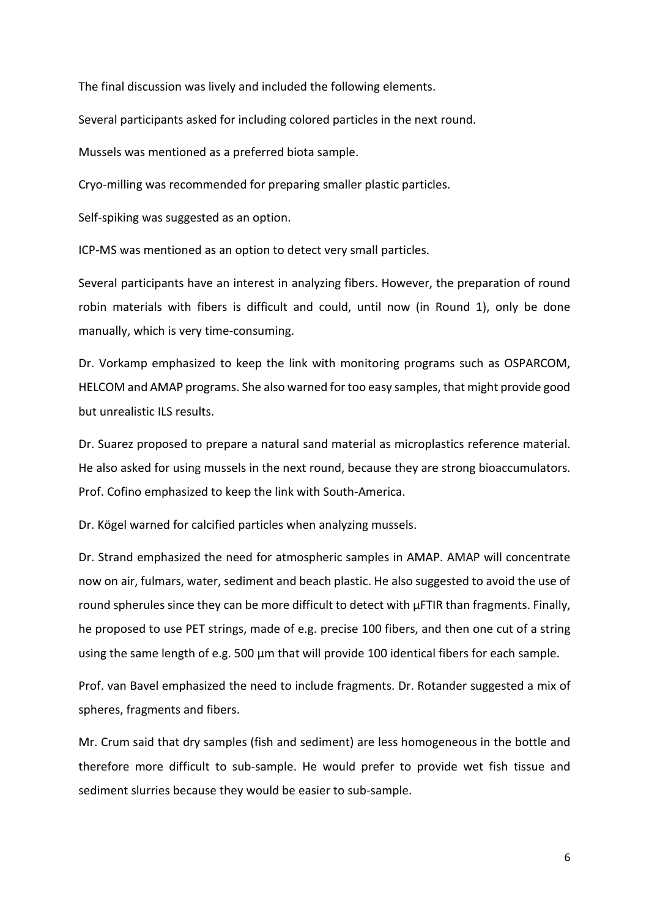The final discussion was lively and included the following elements.

Several participants asked for including colored particles in the next round.

Mussels was mentioned as a preferred biota sample.

Cryo-milling was recommended for preparing smaller plastic particles.

Self-spiking was suggested as an option.

ICP-MS was mentioned as an option to detect very small particles.

Several participants have an interest in analyzing fibers. However, the preparation of round robin materials with fibers is difficult and could, until now (in Round 1), only be done manually, which is very time-consuming.

Dr. Vorkamp emphasized to keep the link with monitoring programs such as OSPARCOM, HELCOM and AMAP programs. She also warned for too easy samples, that might provide good but unrealistic ILS results.

Dr. Suarez proposed to prepare a natural sand material as microplastics reference material. He also asked for using mussels in the next round, because they are strong bioaccumulators. Prof. Cofino emphasized to keep the link with South-America.

Dr. Kögel warned for calcified particles when analyzing mussels.

Dr. Strand emphasized the need for atmospheric samples in AMAP. AMAP will concentrate now on air, fulmars, water, sediment and beach plastic. He also suggested to avoid the use of round spherules since they can be more difficult to detect with µFTIR than fragments. Finally, he proposed to use PET strings, made of e.g. precise 100 fibers, and then one cut of a string using the same length of e.g. 500 µm that will provide 100 identical fibers for each sample.

Prof. van Bavel emphasized the need to include fragments. Dr. Rotander suggested a mix of spheres, fragments and fibers.

Mr. Crum said that dry samples (fish and sediment) are less homogeneous in the bottle and therefore more difficult to sub-sample. He would prefer to provide wet fish tissue and sediment slurries because they would be easier to sub-sample.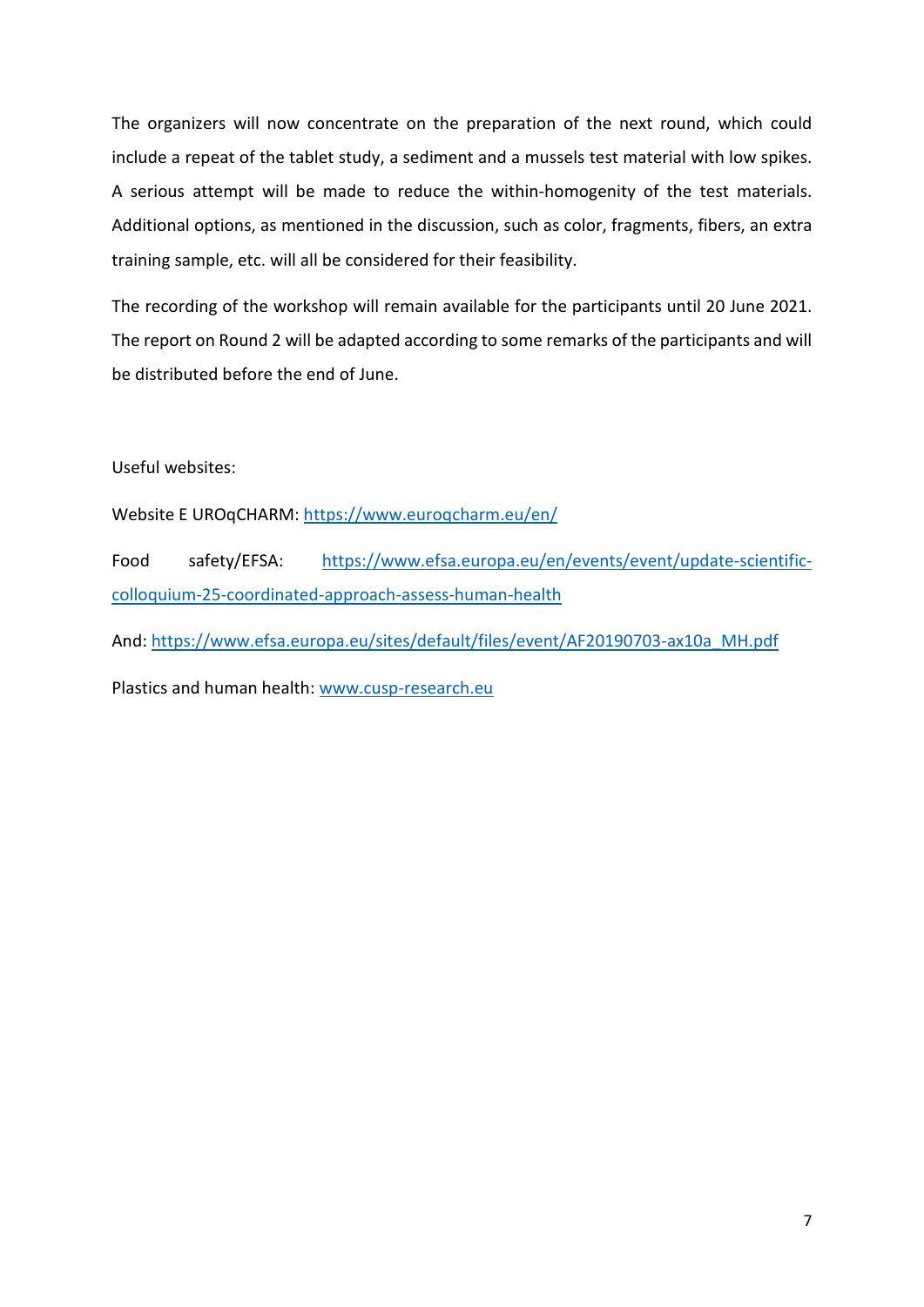The organizers will now concentrate on the preparation of the next round, which could include a repeat of the tablet study, a sediment and a mussels test material with low spikes. A serious attempt will be made to reduce the within-homogenity of the test materials. Additional options, as mentioned in the discussion, such as color, fragments, fibers, an extra training sample, etc. will all be considered for their feasibility.

The recording of the workshop will remain available for the participants until 20 June 2021. The report on Round 2 will be adapted according to some remarks of the participants and will be distributed before the end of June.

Useful websites:

Website E UROqCHARM: https://www.euroqcharm.eu/en/

Food safety/EFSA: https://www.efsa.europa.eu/en/events/event/update-scientific-colloquium-25-coordinated-approach-assess-human-health

And: https://www.efsa.europa.eu/sites/default/files/event/AF20190703-ax10a_MH.pdf

Plastics and human health: www.cusp-research.eu